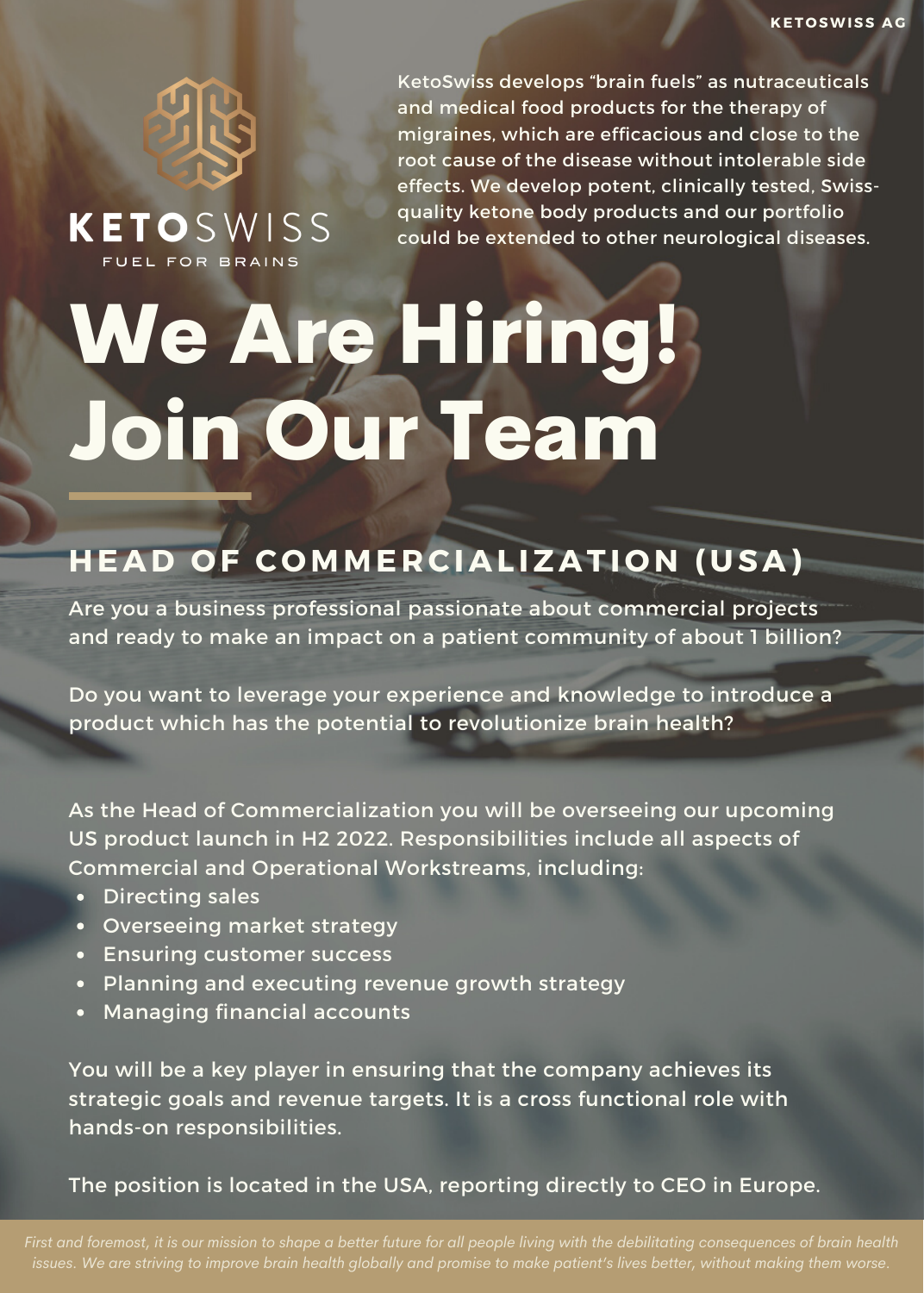KETOSWISS AG

KETOSWISS

FUEL FOR BRAINS

KetoSwiss develops "brain fuels" as nutraceuticals and medical food products for the therapy of migraines, which are efficacious and close to the root cause of the disease without intolerable side effects. We develop potent, clinically tested, Swiss-quality ketone body products and our portfolio could be extended to other neurological diseases.

# We Are Hiring! Join Our Team

## HEAD OF COMMERCIALIZATION (USA)

Are you a business professional passionate about commercial projects and ready to make an impact on a patient community of about 1 billion?

Do you want to leverage your experience and knowledge to introduce a product which has the potential to revolutionize brain health?

As the Head of Commercialization you will be overseeing our upcoming US product launch in H2 2022. Responsibilities include all aspects of Commercial and Operational Workstreams, including:

- Directing sales
- Overseeing market strategy
- Ensuring customer success
- Planning and executing revenue growth strategy
- Managing financial accounts

You will be a key player in ensuring that the company achieves its strategic goals and revenue targets. It is a cross functional role with hands-on responsibilities.

The position is located in the USA, reporting directly to CEO in Europe.

*First and foremost, it is our mission to shape a better future for all people living with the debilitating consequences of brain health issues. We are striving to improve brain health globally and promise to make patient's lives better, without making them worse.*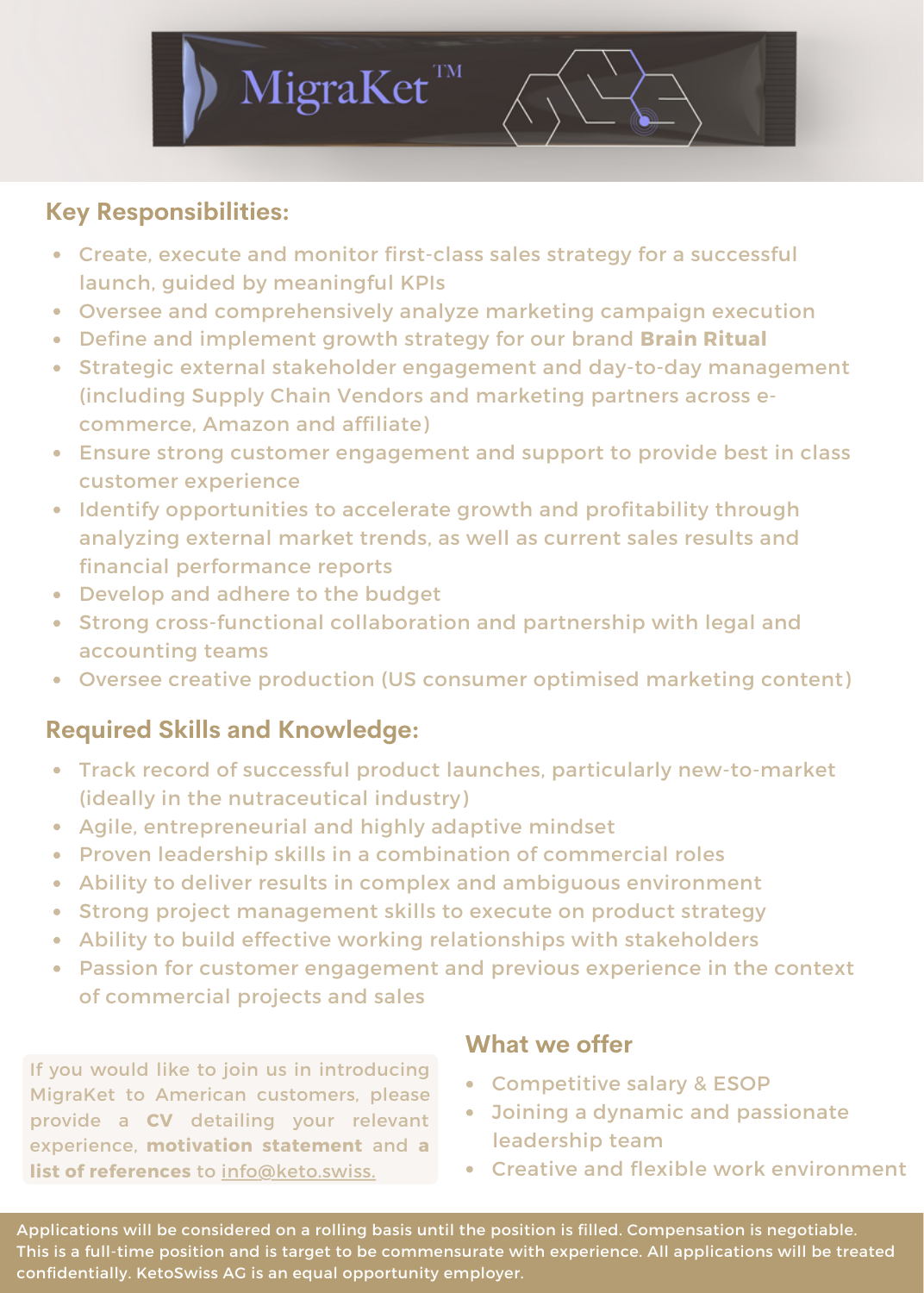## Key Responsibilities:

- Create, execute and monitor first-class sales strategy for a successful launch, guided by meaningful KPIs
- Oversee and comprehensively analyze marketing campaign execution
- Define and implement growth strategy for our brand **Brain Ritual**
- Strategic external stakeholder engagement and day-to-day management (including Supply Chain Vendors and marketing partners across e-commerce, Amazon and affiliate)
- Ensure strong customer engagement and support to provide best in class customer experience
- Identify opportunities to accelerate growth and profitability through analyzing external market trends, as well as current sales results and financial performance reports
- Develop and adhere to the budget
- Strong cross-functional collaboration and partnership with legal and accounting teams
- Oversee creative production (US consumer optimised marketing content)

## Required Skills and Knowledge:

- Track record of successful product launches, particularly new-to-market (ideally in the nutraceutical industry)
- Agile, entrepreneurial and highly adaptive mindset
- Proven leadership skills in a combination of commercial roles
- Ability to deliver results in complex and ambiguous environment
- Strong project management skills to execute on product strategy
- Ability to build effective working relationships with stakeholders
- Passion for customer engagement and previous experience in the context of commercial projects and sales

If you would like to join us in introducing MigraKet to American customers, please provide a **CV** detailing your relevant experience, **motivation statement** and **a list of references** to info@keto.swiss.

## What we offer

- Competitive salary & ESOP
- Joining a dynamic and passionate leadership team
- Creative and flexible work environment

Applications will be considered on a rolling basis until the position is filled. Compensation is negotiable. This is a full-time position and is target to be commensurate with experience. All applications will be treated confidentially. KetoSwiss AG is an equal opportunity employer.